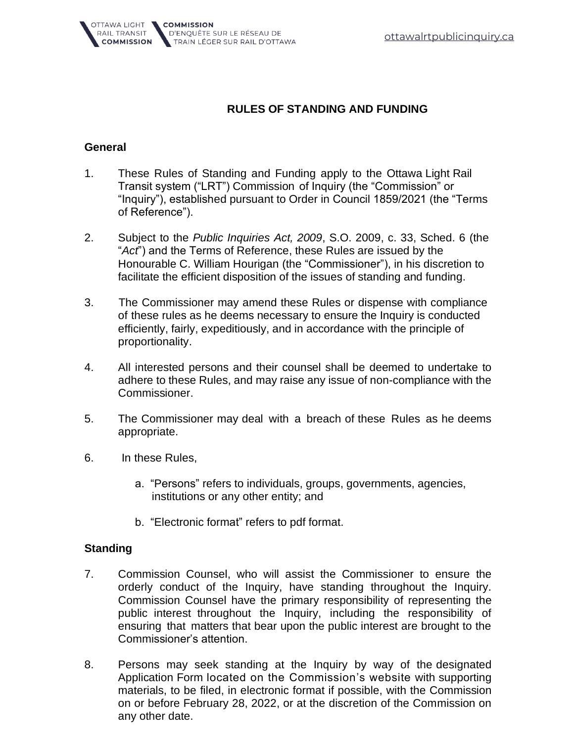# RULES OF STANDING AND FUNDING

## General

1. These Rules of Standing and Funding apply to the Ottawa Light Rail Transit system ("LRT") Commission of Inquiry (the "Commission" or "Inquiry"), established pursuant to Order in Council 1859/2021 (the "Terms of Reference").

2. Subject to the *Public Inquiries Act, 2009*, S.O. 2009, c. 33, Sched. 6 (the "*Act*") and the Terms of Reference, these Rules are issued by the Honourable C. William Hourigan (the "Commissioner"), in his discretion to facilitate the efficient disposition of the issues of standing and funding.

3. The Commissioner may amend these Rules or dispense with compliance of these rules as he deems necessary to ensure the Inquiry is conducted efficiently, fairly, expeditiously, and in accordance with the principle of proportionality.

4. All interested persons and their counsel shall be deemed to undertake to adhere to these Rules, and may raise any issue of non-compliance with the Commissioner.

5. The Commissioner may deal with a breach of these Rules as he deems appropriate.

6. In these Rules,

   a. "Persons" refers to individuals, groups, governments, agencies, institutions or any other entity; and

   b. "Electronic format" refers to pdf format.

## Standing

7. Commission Counsel, who will assist the Commissioner to ensure the orderly conduct of the Inquiry, have standing throughout the Inquiry. Commission Counsel have the primary responsibility of representing the public interest throughout the Inquiry, including the responsibility of ensuring that matters that bear upon the public interest are brought to the Commissioner's attention.

8. Persons may seek standing at the Inquiry by way of the designated Application Form located on the Commission's website with supporting materials, to be filed, in electronic format if possible, with the Commission on or before February 28, 2022, or at the discretion of the Commission on any other date.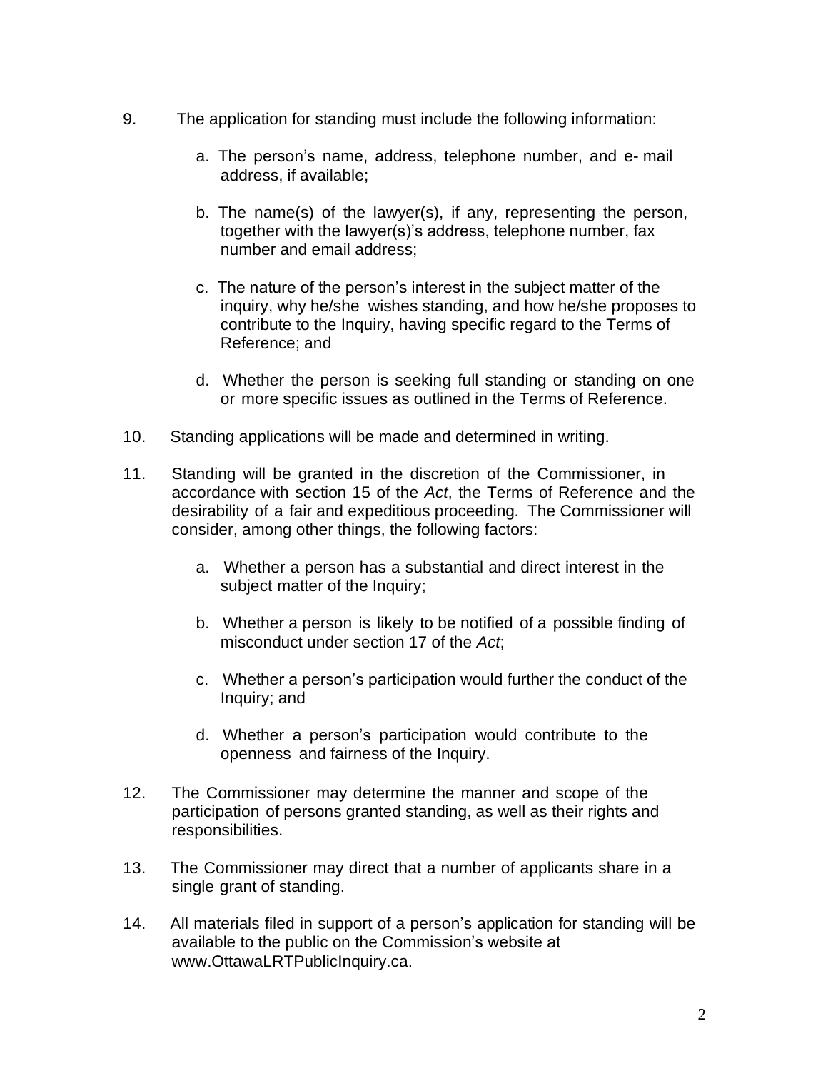9. The application for standing must include the following information:

   a. The person's name, address, telephone number, and e- mail address, if available;

   b. The name(s) of the lawyer(s), if any, representing the person, together with the lawyer(s)'s address, telephone number, fax number and email address;

   c. The nature of the person's interest in the subject matter of the inquiry, why he/she wishes standing, and how he/she proposes to contribute to the Inquiry, having specific regard to the Terms of Reference; and

   d. Whether the person is seeking full standing or standing on one or more specific issues as outlined in the Terms of Reference.

10. Standing applications will be made and determined in writing.

11. Standing will be granted in the discretion of the Commissioner, in accordance with section 15 of the *Act*, the Terms of Reference and the desirability of a fair and expeditious proceeding. The Commissioner will consider, among other things, the following factors:

    a. Whether a person has a substantial and direct interest in the subject matter of the Inquiry;

    b. Whether a person is likely to be notified of a possible finding of misconduct under section 17 of the *Act*;

    c. Whether a person's participation would further the conduct of the Inquiry; and

    d. Whether a person's participation would contribute to the openness and fairness of the Inquiry.

12. The Commissioner may determine the manner and scope of the participation of persons granted standing, as well as their rights and responsibilities.

13. The Commissioner may direct that a number of applicants share in a single grant of standing.

14. All materials filed in support of a person's application for standing will be available to the public on the Commission's website at www.OttawaLRTPublicInquiry.ca.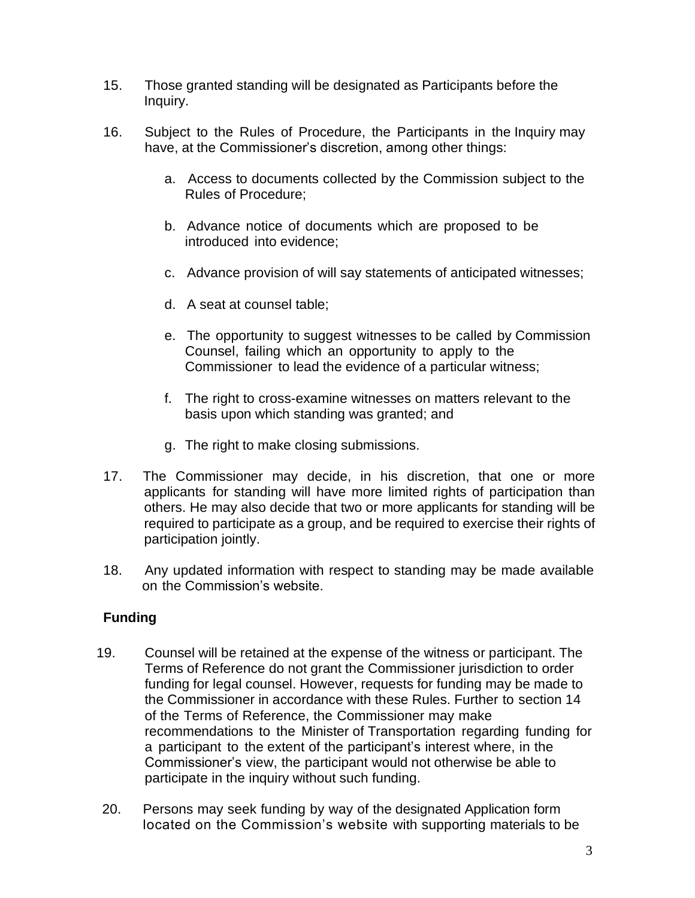15. Those granted standing will be designated as Participants before the Inquiry.

16. Subject to the Rules of Procedure, the Participants in the Inquiry may have, at the Commissioner's discretion, among other things:

    a. Access to documents collected by the Commission subject to the Rules of Procedure;

    b. Advance notice of documents which are proposed to be introduced into evidence;

    c. Advance provision of will say statements of anticipated witnesses;

    d. A seat at counsel table;

    e. The opportunity to suggest witnesses to be called by Commission Counsel, failing which an opportunity to apply to the Commissioner to lead the evidence of a particular witness;

    f. The right to cross-examine witnesses on matters relevant to the basis upon which standing was granted; and

    g. The right to make closing submissions.

17. The Commissioner may decide, in his discretion, that one or more applicants for standing will have more limited rights of participation than others. He may also decide that two or more applicants for standing will be required to participate as a group, and be required to exercise their rights of participation jointly.

18. Any updated information with respect to standing may be made available on the Commission's website.

**Funding**

19. Counsel will be retained at the expense of the witness or participant. The Terms of Reference do not grant the Commissioner jurisdiction to order funding for legal counsel. However, requests for funding may be made to the Commissioner in accordance with these Rules. Further to section 14 of the Terms of Reference, the Commissioner may make recommendations to the Minister of Transportation regarding funding for a participant to the extent of the participant's interest where, in the Commissioner's view, the participant would not otherwise be able to participate in the inquiry without such funding.

20. Persons may seek funding by way of the designated Application form located on the Commission's website with supporting materials to be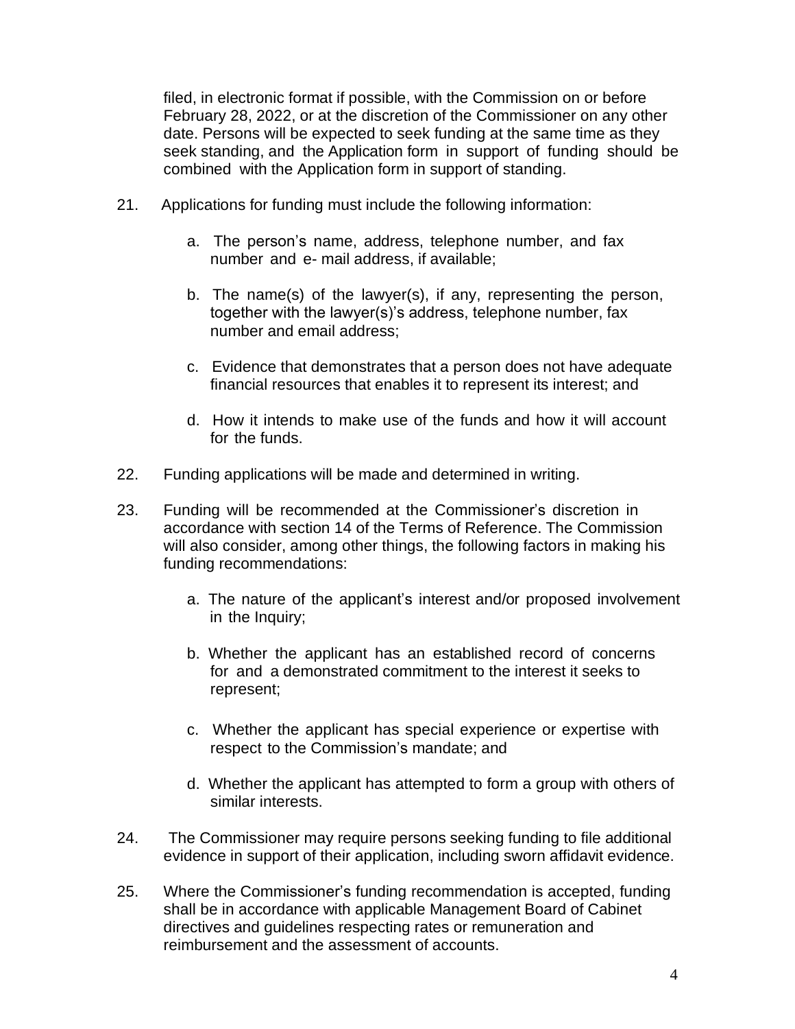filed, in electronic format if possible, with the Commission on or before February 28, 2022, or at the discretion of the Commissioner on any other date. Persons will be expected to seek funding at the same time as they seek standing, and the Application form in support of funding should be combined with the Application form in support of standing.

21. Applications for funding must include the following information:

    a. The person's name, address, telephone number, and fax number and e- mail address, if available;

    b. The name(s) of the lawyer(s), if any, representing the person, together with the lawyer(s)'s address, telephone number, fax number and email address;

    c. Evidence that demonstrates that a person does not have adequate financial resources that enables it to represent its interest; and

    d. How it intends to make use of the funds and how it will account for the funds.

22. Funding applications will be made and determined in writing.

23. Funding will be recommended at the Commissioner's discretion in accordance with section 14 of the Terms of Reference. The Commission will also consider, among other things, the following factors in making his funding recommendations:

    a. The nature of the applicant's interest and/or proposed involvement in the Inquiry;

    b. Whether the applicant has an established record of concerns for and a demonstrated commitment to the interest it seeks to represent;

    c. Whether the applicant has special experience or expertise with respect to the Commission's mandate; and

    d. Whether the applicant has attempted to form a group with others of similar interests.

24. The Commissioner may require persons seeking funding to file additional evidence in support of their application, including sworn affidavit evidence.

25. Where the Commissioner's funding recommendation is accepted, funding shall be in accordance with applicable Management Board of Cabinet directives and guidelines respecting rates or remuneration and reimbursement and the assessment of accounts.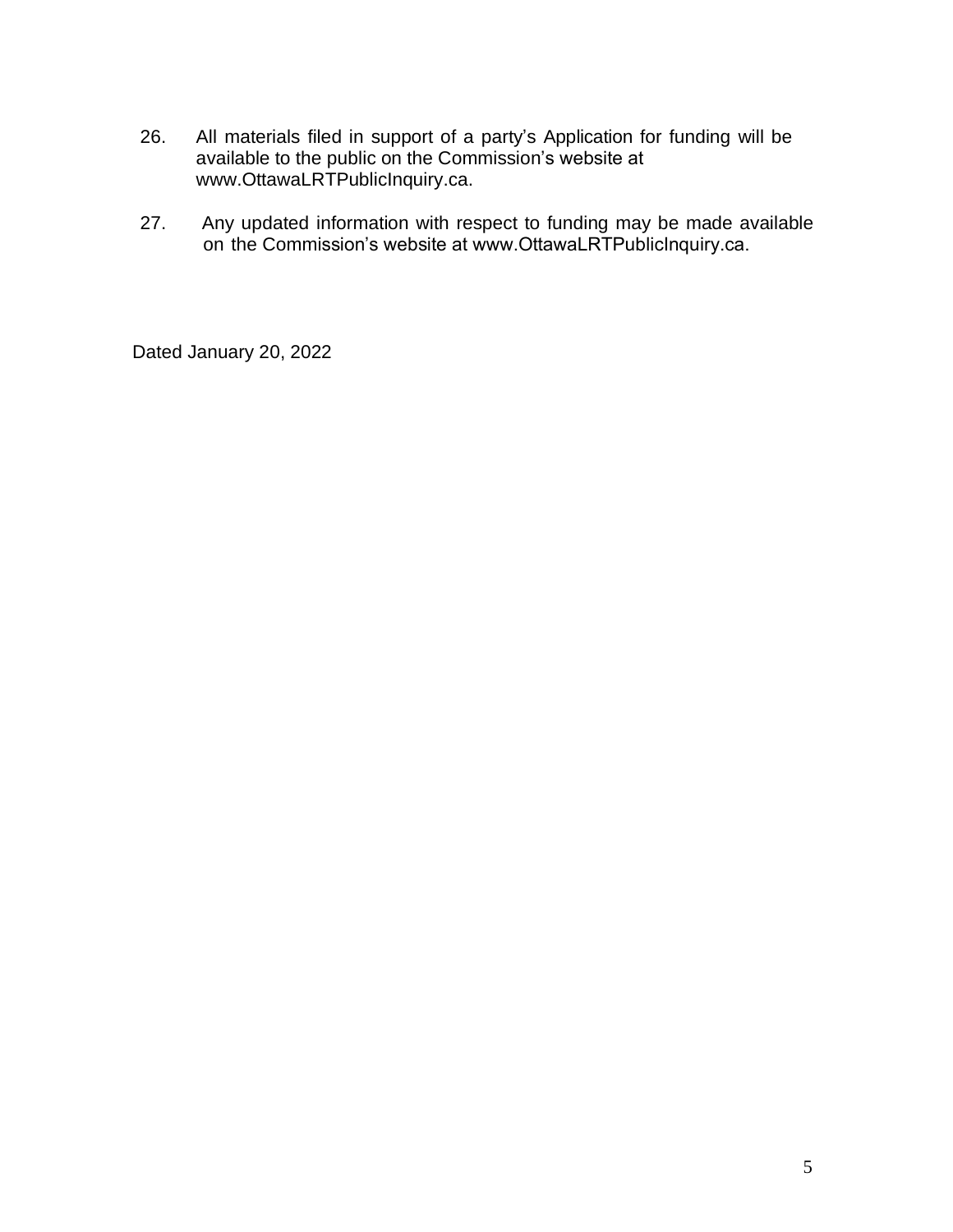26. All materials filed in support of a party's Application for funding will be available to the public on the Commission's website at www.OttawaLRTPublicInquiry.ca.

27. Any updated information with respect to funding may be made available on the Commission's website at www.OttawaLRTPublicInquiry.ca.

Dated January 20, 2022